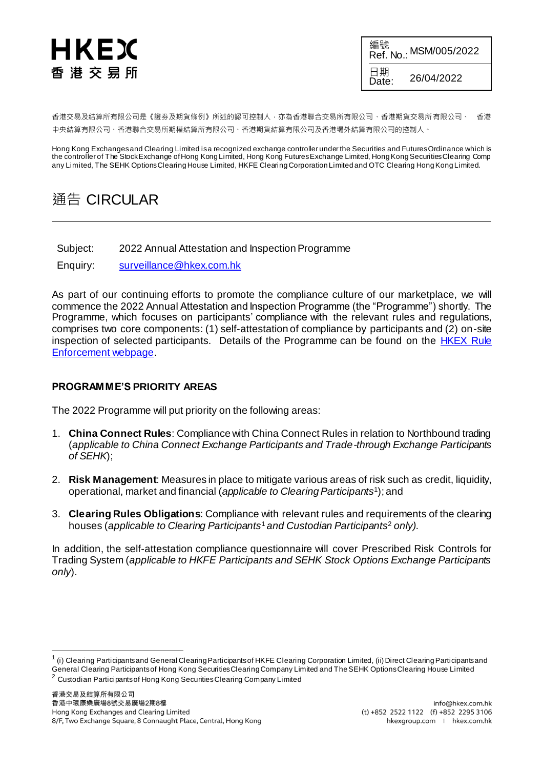# HKEX 香港交易所

| 編號 Ref. No.: | MSM/005/2022 |
| --- | --- |
| 日期 Date: | 26/04/2022 |

香港交易及結算所有限公司是《證券及期貨條例》所述的認可控制人，亦為香港聯合交易所有限公司、香港期貨交易所有限公司、 香港中央結算有限公司、香港聯合交易所期權結算所有限公司、香港期貨結算有限公司及香港場外結算有限公司的控制人。

Hong Kong Exchanges and Clearing Limited is a recognized exchange controller under the Securities and Futures Ordinance which is the controller of The Stock Exchange of Hong Kong Limited, Hong Kong Futures Exchange Limited, Hong Kong Securities Clearing Company Limited, The SEHK Options Clearing House Limited, HKFE Clearing Corporation Limited and OTC Clearing Hong Kong Limited.

# 通告 CIRCULAR

Subject: 2022 Annual Attestation and Inspection Programme

Enquiry: [surveillance@hkex.com.hk](mailto:surveillance@hkex.com.hk)

As part of our continuing efforts to promote the compliance culture of our marketplace, we will commence the 2022 Annual Attestation and Inspection Programme (the "Programme") shortly. The Programme, which focuses on participants' compliance with the relevant rules and regulations, comprises two core components: (1) self-attestation of compliance by participants and (2) on-site inspection of selected participants. Details of the Programme can be found on the [HKEX Rule Enforcement webpage](#).

## PROGRAMME'S PRIORITY AREAS

The 2022 Programme will put priority on the following areas:

1. **China Connect Rules**: Compliance with China Connect Rules in relation to Northbound trading (*applicable to China Connect Exchange Participants and Trade-through Exchange Participants of SEHK*);

2. **Risk Management**: Measures in place to mitigate various areas of risk such as credit, liquidity, operational, market and financial (*applicable to Clearing Participants*[1]); and

3. **Clearing Rules Obligations**: Compliance with relevant rules and requirements of the clearing houses (*applicable to Clearing Participants*[1] *and Custodian Participants*[2] *only*).

In addition, the self-attestation compliance questionnaire will cover Prescribed Risk Controls for Trading System (*applicable to HKFE Participants and SEHK Stock Options Exchange Participants only*).

---

[1] (i) Clearing Participants and General Clearing Participants of HKFE Clearing Corporation Limited, (ii) Direct Clearing Participants and General Clearing Participants of Hong Kong Securities Clearing Company Limited and The SEHK Options Clearing House Limited

[2] Custodian Participants of Hong Kong Securities Clearing Company Limited

香港交易及結算所有限公司
香港中環康樂廣場8號交易廣場2期8樓
Hong Kong Exchanges and Clearing Limited
8/F, Two Exchange Square, 8 Connaught Place, Central, Hong Kong

info@hkex.com.hk
(t) +852 2522 1122 (f) +852 2295 3106
hkexgroup.com | hkex.com.hk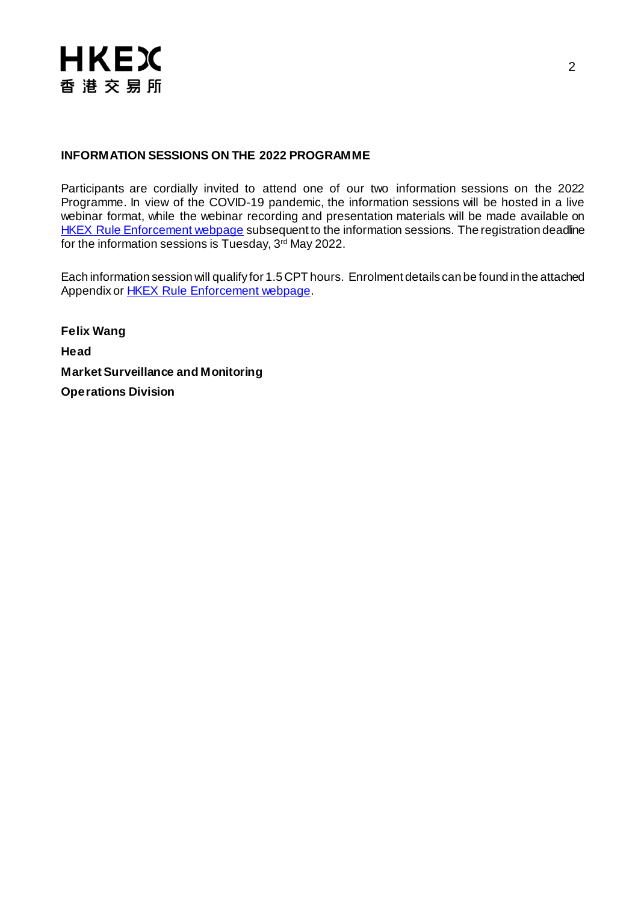**INFORMATION SESSIONS ON THE 2022 PROGRAMME**

Participants are cordially invited to attend one of our two information sessions on the 2022 Programme. In view of the COVID-19 pandemic, the information sessions will be hosted in a live webinar format, while the webinar recording and presentation materials will be made available on HKEX Rule Enforcement webpage subsequent to the information sessions. The registration deadline for the information sessions is Tuesday, 3rd May 2022.

Each information session will qualify for 1.5 CPT hours. Enrolment details can be found in the attached Appendix or HKEX Rule Enforcement webpage.

**Felix Wang**
**Head**
**Market Surveillance and Monitoring**
**Operations Division**